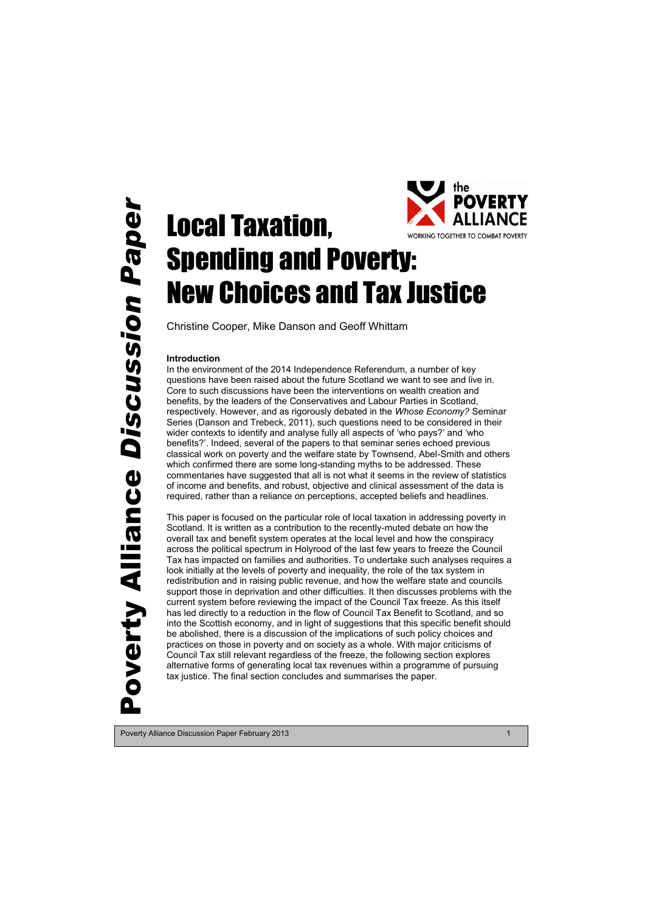# Local Taxation, Spending and Poverty: New Choices and Tax Justice

Christine Cooper, Mike Danson and Geoff Whittam

## Introduction

In the environment of the 2014 Independence Referendum, a number of key questions have been raised about the future Scotland we want to see and live in. Core to such discussions have been the interventions on wealth creation and benefits, by the leaders of the Conservatives and Labour Parties in Scotland, respectively. However, and as rigorously debated in the *Whose Economy?* Seminar Series (Danson and Trebeck, 2011), such questions need to be considered in their wider contexts to identify and analyse fully all aspects of 'who pays?' and 'who benefits?'. Indeed, several of the papers to that seminar series echoed previous classical work on poverty and the welfare state by Townsend, Abel-Smith and others which confirmed there are some long-standing myths to be addressed. These commentaries have suggested that all is not what it seems in the review of statistics of income and benefits, and robust, objective and clinical assessment of the data is required, rather than a reliance on perceptions, accepted beliefs and headlines.

This paper is focused on the particular role of local taxation in addressing poverty in Scotland. It is written as a contribution to the recently-muted debate on how the overall tax and benefit system operates at the local level and how the conspiracy across the political spectrum in Holyrood of the last few years to freeze the Council Tax has impacted on families and authorities. To undertake such analyses requires a look initially at the levels of poverty and inequality, the role of the tax system in redistribution and in raising public revenue, and how the welfare state and councils support those in deprivation and other difficulties. It then discusses problems with the current system before reviewing the impact of the Council Tax freeze. As this itself has led directly to a reduction in the flow of Council Tax Benefit to Scotland, and so into the Scottish economy, and in light of suggestions that this specific benefit should be abolished, there is a discussion of the implications of such policy choices and practices on those in poverty and on society as a whole. With major criticisms of Council Tax still relevant regardless of the freeze, the following section explores alternative forms of generating local tax revenues within a programme of pursuing tax justice. The final section concludes and summarises the paper.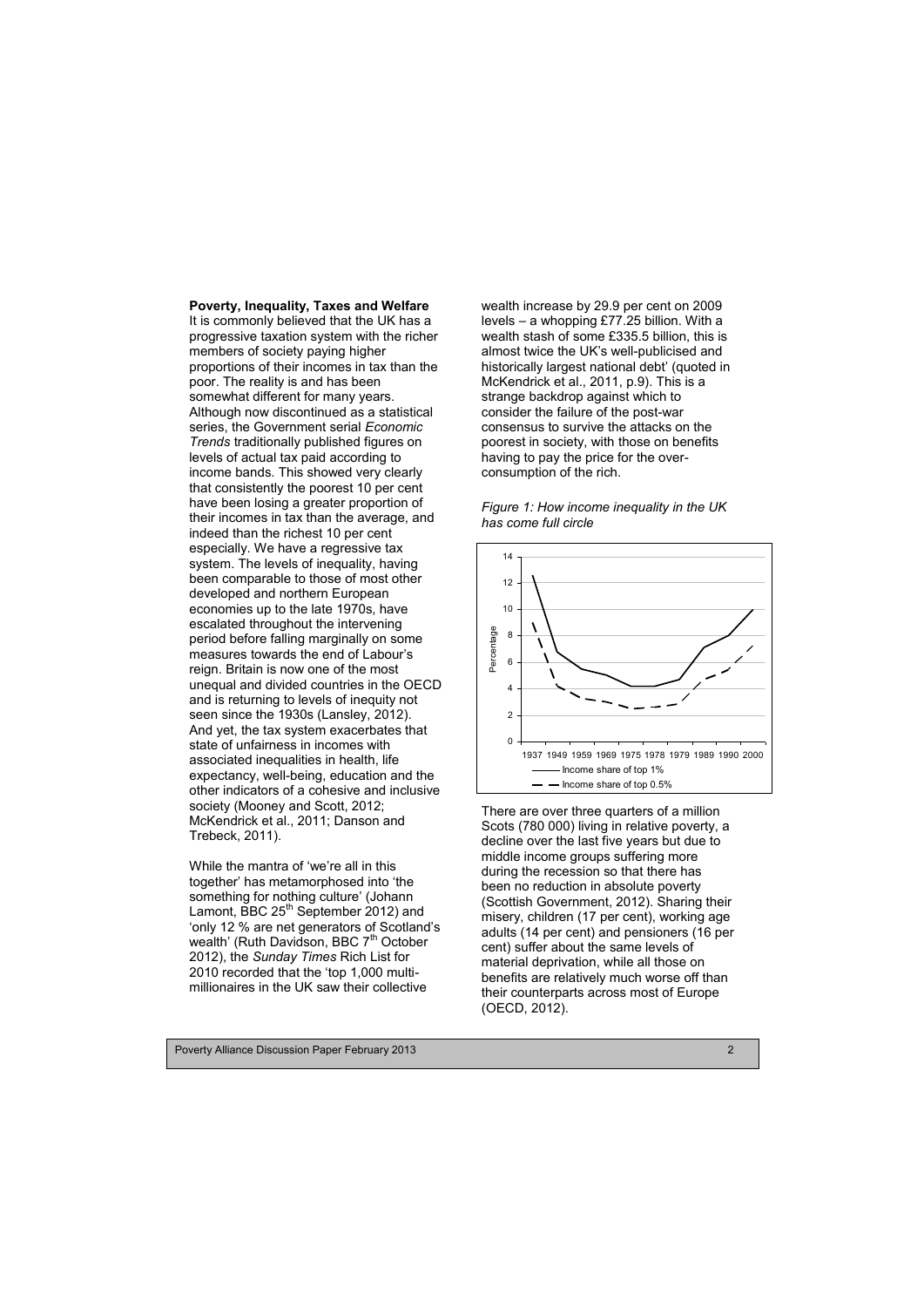**Poverty, Inequality, Taxes and Welfare**

It is commonly believed that the UK has a progressive taxation system with the richer members of society paying higher proportions of their incomes in tax than the poor. The reality is and has been somewhat different for many years. Although now discontinued as a statistical series, the Government serial *Economic Trends* traditionally published figures on levels of actual tax paid according to income bands. This showed very clearly that consistently the poorest 10 per cent have been losing a greater proportion of their incomes in tax than the average, and indeed than the richest 10 per cent especially. We have a regressive tax system. The levels of inequality, having been comparable to those of most other developed and northern European economies up to the late 1970s, have escalated throughout the intervening period before falling marginally on some measures towards the end of Labour's reign. Britain is now one of the most unequal and divided countries in the OECD and is returning to levels of inequity not seen since the 1930s (Lansley, 2012). And yet, the tax system exacerbates that state of unfairness in incomes with associated inequalities in health, life expectancy, well-being, education and the other indicators of a cohesive and inclusive society (Mooney and Scott, 2012; McKendrick et al., 2011; Danson and Trebeck, 2011).

While the mantra of 'we're all in this together' has metamorphosed into 'the something for nothing culture' (Johann Lamont, BBC 25th September 2012) and 'only 12 % are net generators of Scotland's wealth' (Ruth Davidson, BBC 7th October 2012), the *Sunday Times* Rich List for 2010 recorded that the 'top 1,000 multi-millionaires in the UK saw their collective wealth increase by 29.9 per cent on 2009 levels – a whopping £77.25 billion. With a wealth stash of some £335.5 billion, this is almost twice the UK's well-publicised and historically largest national debt' (quoted in McKendrick et al., 2011, p.9). This is a strange backdrop against which to consider the failure of the post-war consensus to survive the attacks on the poorest in society, with those on benefits having to pay the price for the over-consumption of the rich.

*Figure 1: How income inequality in the UK has come full circle*

Percentage
14
12
10
8
6
4
2
0
1937 1949 1959 1969 1975 1978 1979 1989 1990 2000
Income share of top 1%
Income share of top 0.5%

There are over three quarters of a million Scots (780 000) living in relative poverty, a decline over the last five years but due to middle income groups suffering more during the recession so that there has been no reduction in absolute poverty (Scottish Government, 2012). Sharing their misery, children (17 per cent), working age adults (14 per cent) and pensioners (16 per cent) suffer about the same levels of material deprivation, while all those on benefits are relatively much worse off than their counterparts across most of Europe (OECD, 2012).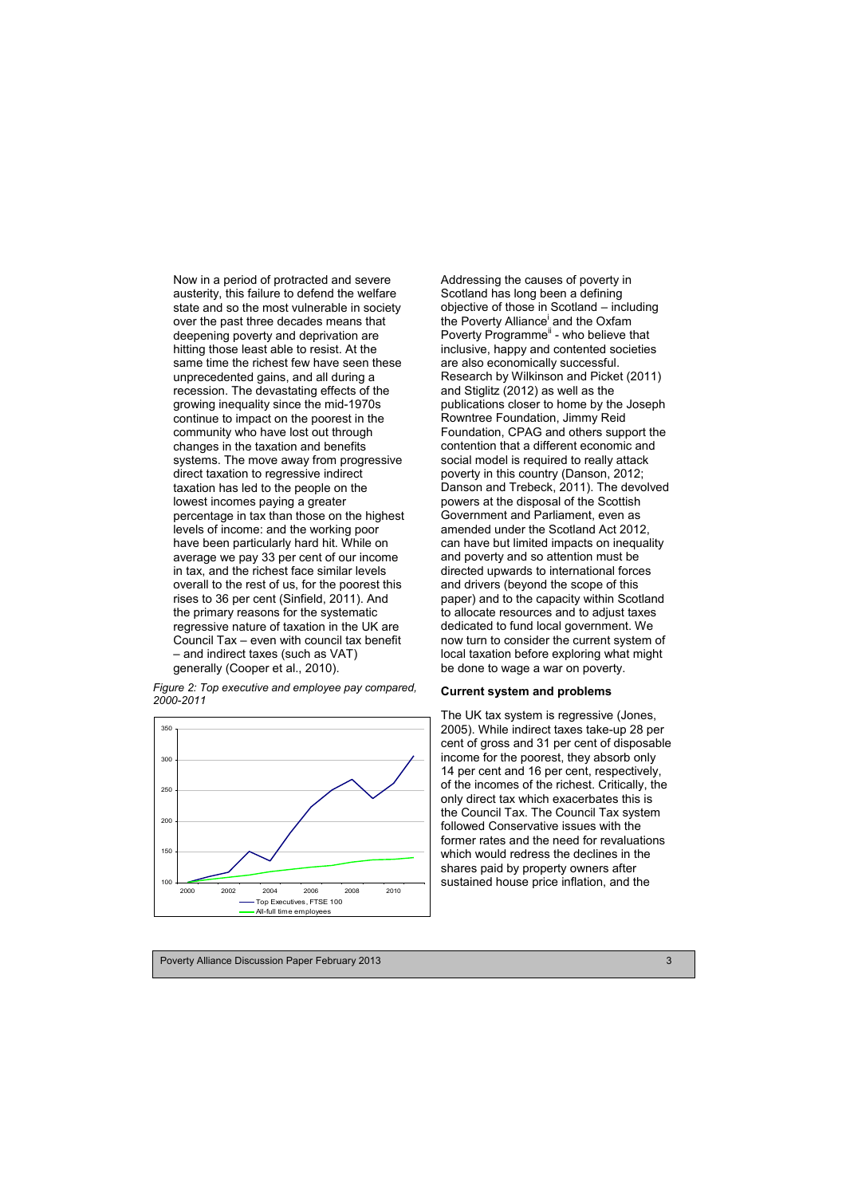Now in a period of protracted and severe austerity, this failure to defend the welfare state and so the most vulnerable in society over the past three decades means that deepening poverty and deprivation are hitting those least able to resist. At the same time the richest few have seen these unprecedented gains, and all during a recession. The devastating effects of the growing inequality since the mid-1970s continue to impact on the poorest in the community who have lost out through changes in the taxation and benefits systems. The move away from progressive direct taxation to regressive indirect taxation has led to the people on the lowest incomes paying a greater percentage in tax than those on the highest levels of income: and the working poor have been particularly hard hit. While on average we pay 33 per cent of our income in tax, and the richest face similar levels overall to the rest of us, for the poorest this rises to 36 per cent (Sinfield, 2011). And the primary reasons for the systematic regressive nature of taxation in the UK are Council Tax – even with council tax benefit – and indirect taxes (such as VAT) generally (Cooper et al., 2010).

*Figure 2: Top executive and employee pay compared, 2000-2011*

350
300
250
200
150
100
2000
2002
2004
2006
2008
2010
Top Executives, FTSE 100
All-full time employees

Addressing the causes of poverty in Scotland has long been a defining objective of those in Scotland – including the Poverty Alliance[i] and the Oxfam Poverty Programme[ii] - who believe that inclusive, happy and contented societies are also economically successful. Research by Wilkinson and Picket (2011) and Stiglitz (2012) as well as the publications closer to home by the Joseph Rowntree Foundation, Jimmy Reid Foundation, CPAG and others support the contention that a different economic and social model is required to really attack poverty in this country (Danson, 2012; Danson and Trebeck, 2011). The devolved powers at the disposal of the Scottish Government and Parliament, even as amended under the Scotland Act 2012, can have but limited impacts on inequality and poverty and so attention must be directed upwards to international forces and drivers (beyond the scope of this paper) and to the capacity within Scotland to allocate resources and to adjust taxes dedicated to fund local government. We now turn to consider the current system of local taxation before exploring what might be done to wage a war on poverty.

**Current system and problems**

The UK tax system is regressive (Jones, 2005). While indirect taxes take-up 28 per cent of gross and 31 per cent of disposable income for the poorest, they absorb only 14 per cent and 16 per cent, respectively, of the incomes of the richest. Critically, the only direct tax which exacerbates this is the Council Tax. The Council Tax system followed Conservative issues with the former rates and the need for revaluations which would redress the declines in the shares paid by property owners after sustained house price inflation, and the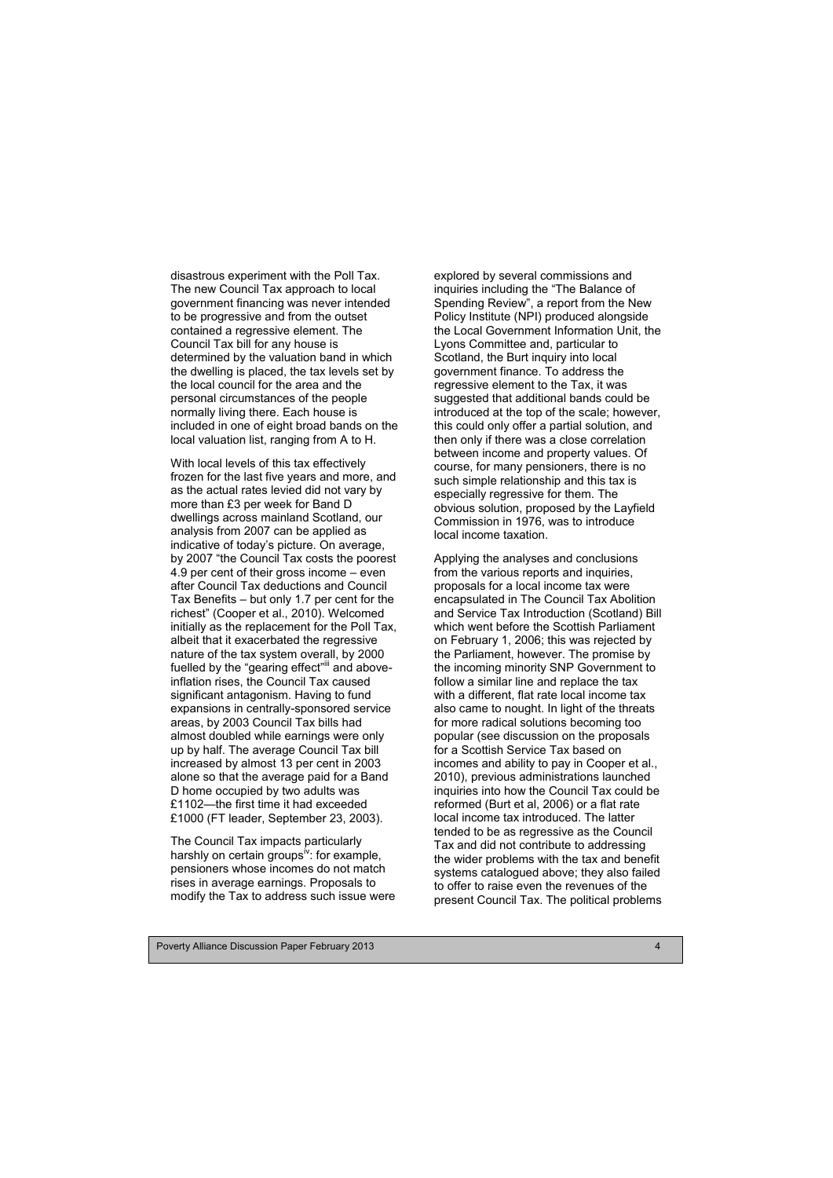disastrous experiment with the Poll Tax. The new Council Tax approach to local government financing was never intended to be progressive and from the outset contained a regressive element. The Council Tax bill for any house is determined by the valuation band in which the dwelling is placed, the tax levels set by the local council for the area and the personal circumstances of the people normally living there. Each house is included in one of eight broad bands on the local valuation list, ranging from A to H.

With local levels of this tax effectively frozen for the last five years and more, and as the actual rates levied did not vary by more than £3 per week for Band D dwellings across mainland Scotland, our analysis from 2007 can be applied as indicative of today's picture. On average, by 2007 "the Council Tax costs the poorest 4.9 per cent of their gross income – even after Council Tax deductions and Council Tax Benefits – but only 1.7 per cent for the richest" (Cooper et al., 2010). Welcomed initially as the replacement for the Poll Tax, albeit that it exacerbated the regressive nature of the tax system overall, by 2000 fuelled by the "gearing effect"[iii] and above-inflation rises, the Council Tax caused significant antagonism. Having to fund expansions in centrally-sponsored service areas, by 2003 Council Tax bills had almost doubled while earnings were only up by half. The average Council Tax bill increased by almost 13 per cent in 2003 alone so that the average paid for a Band D home occupied by two adults was £1102—the first time it had exceeded £1000 (FT leader, September 23, 2003).

The Council Tax impacts particularly harshly on certain groups[iv]: for example, pensioners whose incomes do not match rises in average earnings. Proposals to modify the Tax to address such issue were explored by several commissions and inquiries including the "The Balance of Spending Review", a report from the New Policy Institute (NPI) produced alongside the Local Government Information Unit, the Lyons Committee and, particular to Scotland, the Burt inquiry into local government finance. To address the regressive element to the Tax, it was suggested that additional bands could be introduced at the top of the scale; however, this could only offer a partial solution, and then only if there was a close correlation between income and property values. Of course, for many pensioners, there is no such simple relationship and this tax is especially regressive for them. The obvious solution, proposed by the Layfield Commission in 1976, was to introduce local income taxation.

Applying the analyses and conclusions from the various reports and inquiries, proposals for a local income tax were encapsulated in The Council Tax Abolition and Service Tax Introduction (Scotland) Bill which went before the Scottish Parliament on February 1, 2006; this was rejected by the Parliament, however. The promise by the incoming minority SNP Government to follow a similar line and replace the tax with a different, flat rate local income tax also came to nought. In light of the threats for more radical solutions becoming too popular (see discussion on the proposals for a Scottish Service Tax based on incomes and ability to pay in Cooper et al., 2010), previous administrations launched inquiries into how the Council Tax could be reformed (Burt et al, 2006) or a flat rate local income tax introduced. The latter tended to be as regressive as the Council Tax and did not contribute to addressing the wider problems with the tax and benefit systems catalogued above; they also failed to offer to raise even the revenues of the present Council Tax. The political problems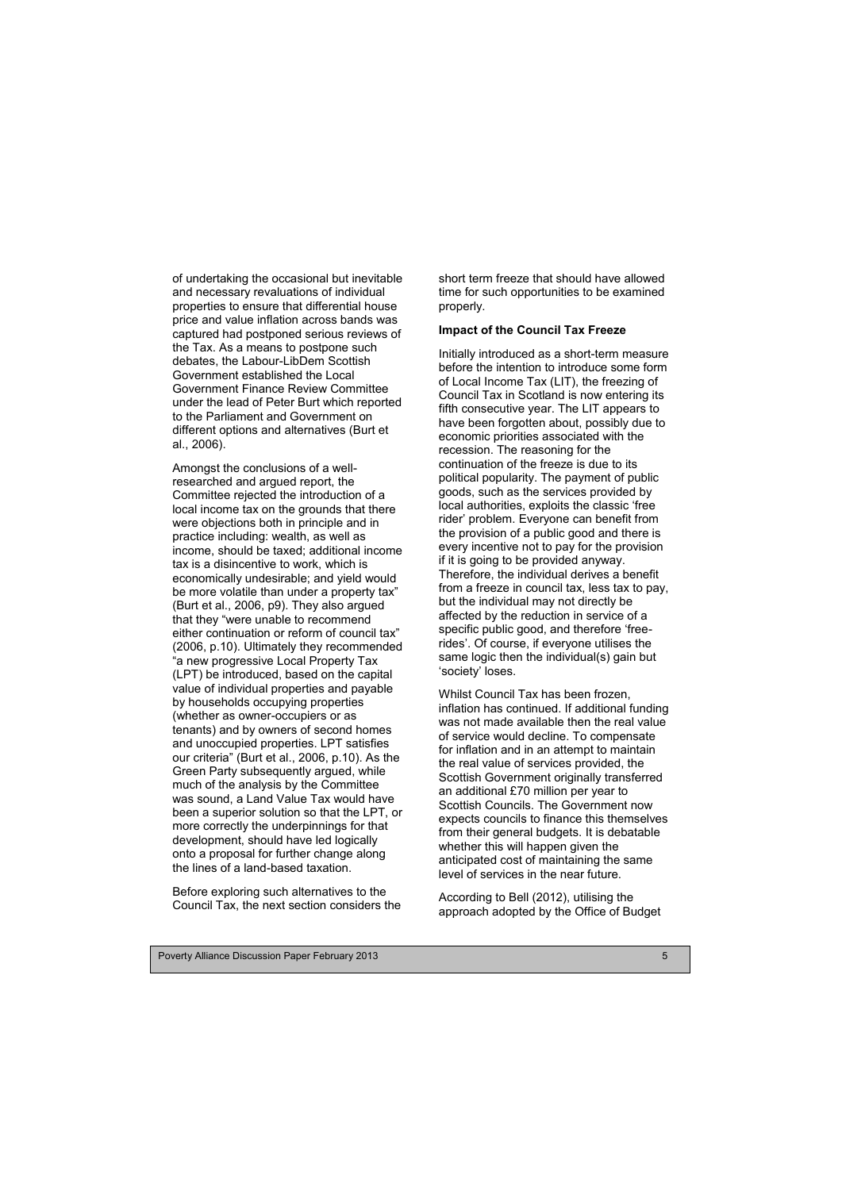of undertaking the occasional but inevitable and necessary revaluations of individual properties to ensure that differential house price and value inflation across bands was captured had postponed serious reviews of the Tax. As a means to postpone such debates, the Labour-LibDem Scottish Government established the Local Government Finance Review Committee under the lead of Peter Burt which reported to the Parliament and Government on different options and alternatives (Burt et al., 2006).

Amongst the conclusions of a well-researched and argued report, the Committee rejected the introduction of a local income tax on the grounds that there were objections both in principle and in practice including: wealth, as well as income, should be taxed; additional income tax is a disincentive to work, which is economically undesirable; and yield would be more volatile than under a property tax" (Burt et al., 2006, p9). They also argued that they "were unable to recommend either continuation or reform of council tax" (2006, p.10). Ultimately they recommended "a new progressive Local Property Tax (LPT) be introduced, based on the capital value of individual properties and payable by households occupying properties (whether as owner-occupiers or as tenants) and by owners of second homes and unoccupied properties. LPT satisfies our criteria" (Burt et al., 2006, p.10). As the Green Party subsequently argued, while much of the analysis by the Committee was sound, a Land Value Tax would have been a superior solution so that the LPT, or more correctly the underpinnings for that development, should have led logically onto a proposal for further change along the lines of a land-based taxation.

Before exploring such alternatives to the Council Tax, the next section considers the short term freeze that should have allowed time for such opportunities to be examined properly.

**Impact of the Council Tax Freeze**

Initially introduced as a short-term measure before the intention to introduce some form of Local Income Tax (LIT), the freezing of Council Tax in Scotland is now entering its fifth consecutive year. The LIT appears to have been forgotten about, possibly due to economic priorities associated with the recession. The reasoning for the continuation of the freeze is due to its political popularity. The payment of public goods, such as the services provided by local authorities, exploits the classic 'free rider' problem. Everyone can benefit from the provision of a public good and there is every incentive not to pay for the provision if it is going to be provided anyway. Therefore, the individual derives a benefit from a freeze in council tax, less tax to pay, but the individual may not directly be affected by the reduction in service of a specific public good, and therefore 'free-rides'. Of course, if everyone utilises the same logic then the individual(s) gain but 'society' loses.

Whilst Council Tax has been frozen, inflation has continued. If additional funding was not made available then the real value of service would decline. To compensate for inflation and in an attempt to maintain the real value of services provided, the Scottish Government originally transferred an additional £70 million per year to Scottish Councils. The Government now expects councils to finance this themselves from their general budgets. It is debatable whether this will happen given the anticipated cost of maintaining the same level of services in the near future.

According to Bell (2012), utilising the approach adopted by the Office of Budget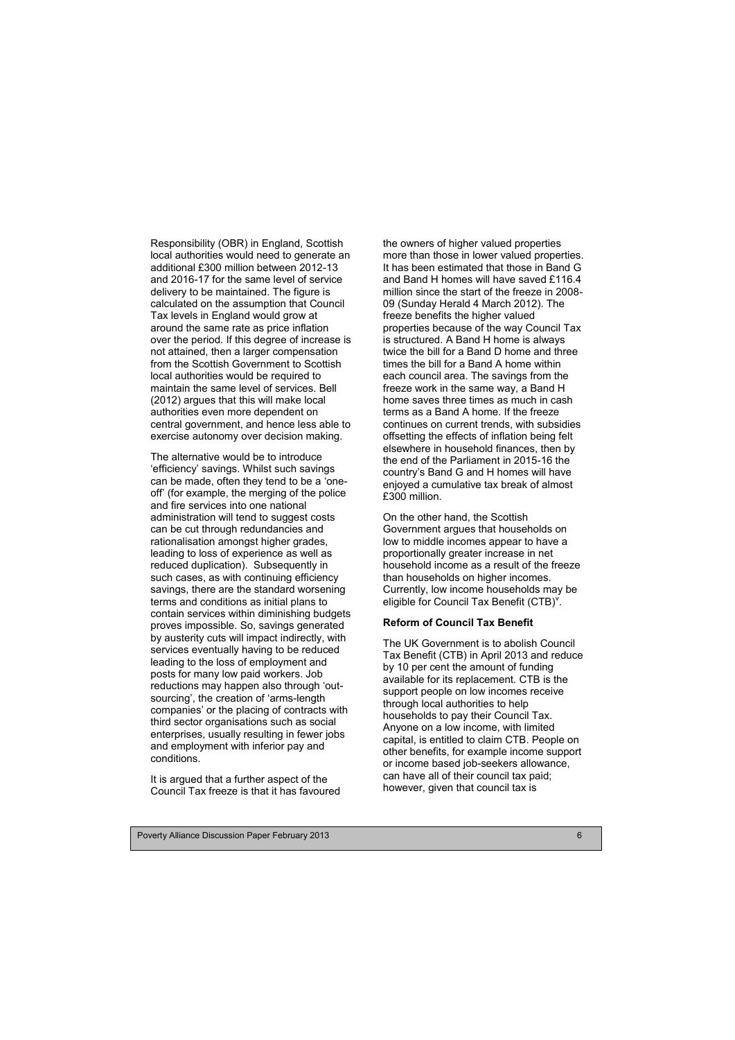Responsibility (OBR) in England, Scottish local authorities would need to generate an additional £300 million between 2012-13 and 2016-17 for the same level of service delivery to be maintained. The figure is calculated on the assumption that Council Tax levels in England would grow at around the same rate as price inflation over the period. If this degree of increase is not attained, then a larger compensation from the Scottish Government to Scottish local authorities would be required to maintain the same level of services. Bell (2012) argues that this will make local authorities even more dependent on central government, and hence less able to exercise autonomy over decision making.

The alternative would be to introduce 'efficiency' savings. Whilst such savings can be made, often they tend to be a 'one-off' (for example, the merging of the police and fire services into one national administration will tend to suggest costs can be cut through redundancies and rationalisation amongst higher grades, leading to loss of experience as well as reduced duplication). Subsequently in such cases, as with continuing efficiency savings, there are the standard worsening terms and conditions as initial plans to contain services within diminishing budgets proves impossible. So, savings generated by austerity cuts will impact indirectly, with services eventually having to be reduced leading to the loss of employment and posts for many low paid workers. Job reductions may happen also through 'out-sourcing', the creation of 'arms-length companies' or the placing of contracts with third sector organisations such as social enterprises, usually resulting in fewer jobs and employment with inferior pay and conditions.

It is argued that a further aspect of the Council Tax freeze is that it has favoured the owners of higher valued properties more than those in lower valued properties. It has been estimated that those in Band G and Band H homes will have saved £116.4 million since the start of the freeze in 2008-09 (Sunday Herald 4 March 2012). The freeze benefits the higher valued properties because of the way Council Tax is structured. A Band H home is always twice the bill for a Band D home and three times the bill for a Band A home within each council area. The savings from the freeze work in the same way, a Band H home saves three times as much in cash terms as a Band A home. If the freeze continues on current trends, with subsidies offsetting the effects of inflation being felt elsewhere in household finances, then by the end of the Parliament in 2015-16 the country's Band G and H homes will have enjoyed a cumulative tax break of almost £300 million.

On the other hand, the Scottish Government argues that households on low to middle incomes appear to have a proportionally greater increase in net household income as a result of the freeze than households on higher incomes. Currently, low income households may be eligible for Council Tax Benefit (CTB)[v].

**Reform of Council Tax Benefit**

The UK Government is to abolish Council Tax Benefit (CTB) in April 2013 and reduce by 10 per cent the amount of funding available for its replacement. CTB is the support people on low incomes receive through local authorities to help households to pay their Council Tax. Anyone on a low income, with limited capital, is entitled to claim CTB. People on other benefits, for example income support or income based job-seekers allowance, can have all of their council tax paid; however, given that council tax is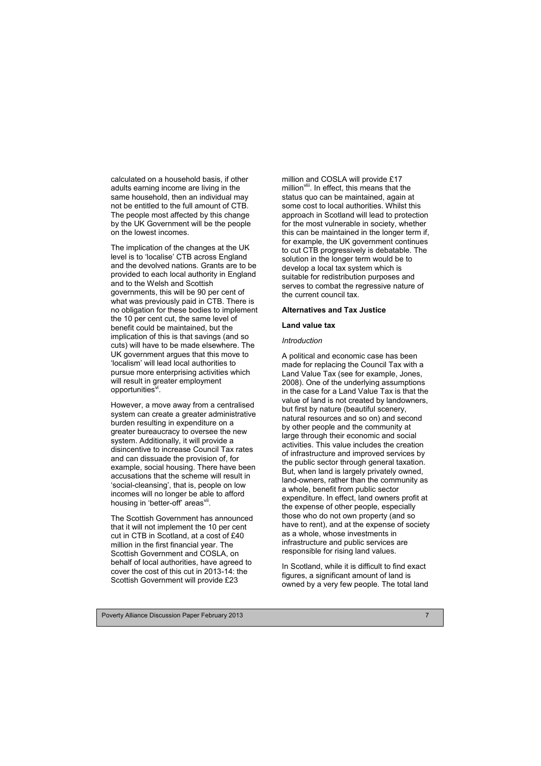calculated on a household basis, if other adults earning income are living in the same household, then an individual may not be entitled to the full amount of CTB. The people most affected by this change by the UK Government will be the people on the lowest incomes.

The implication of the changes at the UK level is to 'localise' CTB across England and the devolved nations. Grants are to be provided to each local authority in England and to the Welsh and Scottish governments, this will be 90 per cent of what was previously paid in CTB. There is no obligation for these bodies to implement the 10 per cent cut, the same level of benefit could be maintained, but the implication of this is that savings (and so cuts) will have to be made elsewhere. The UK government argues that this move to 'localism' will lead local authorities to pursue more enterprising activities which will result in greater employment opportunities[vi].

However, a move away from a centralised system can create a greater administrative burden resulting in expenditure on a greater bureaucracy to oversee the new system. Additionally, it will provide a disincentive to increase Council Tax rates and can dissuade the provision of, for example, social housing. There have been accusations that the scheme will result in 'social-cleansing', that is, people on low incomes will no longer be able to afford housing in 'better-off' areas[vii].

The Scottish Government has announced that it will not implement the 10 per cent cut in CTB in Scotland, at a cost of £40 million in the first financial year. The Scottish Government and COSLA, on behalf of local authorities, have agreed to cover the cost of this cut in 2013-14: the Scottish Government will provide £23 million and COSLA will provide £17 million[viii]. In effect, this means that the status quo can be maintained, again at some cost to local authorities. Whilst this approach in Scotland will lead to protection for the most vulnerable in society, whether this can be maintained in the longer term if, for example, the UK government continues to cut CTB progressively is debatable. The solution in the longer term would be to develop a local tax system which is suitable for redistribution purposes and serves to combat the regressive nature of the current council tax.

## Alternatives and Tax Justice

### Land value tax

*Introduction*

A political and economic case has been made for replacing the Council Tax with a Land Value Tax (see for example, Jones, 2008). One of the underlying assumptions in the case for a Land Value Tax is that the value of land is not created by landowners, but first by nature (beautiful scenery, natural resources and so on) and second by other people and the community at large through their economic and social activities. This value includes the creation of infrastructure and improved services by the public sector through general taxation. But, when land is largely privately owned, land-owners, rather than the community as a whole, benefit from public sector expenditure. In effect, land owners profit at the expense of other people, especially those who do not own property (and so have to rent), and at the expense of society as a whole, whose investments in infrastructure and public services are responsible for rising land values.

In Scotland, while it is difficult to find exact figures, a significant amount of land is owned by a very few people. The total land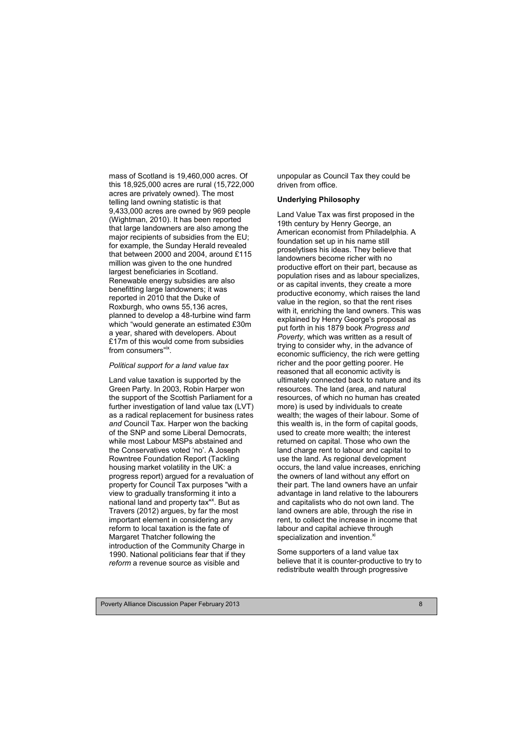mass of Scotland is 19,460,000 acres. Of this 18,925,000 acres are rural (15,722,000 acres are privately owned). The most telling land owning statistic is that 9,433,000 acres are owned by 969 people (Wightman, 2010). It has been reported that large landowners are also among the major recipients of subsidies from the EU; for example, the Sunday Herald revealed that between 2000 and 2004, around £115 million was given to the one hundred largest beneficiaries in Scotland. Renewable energy subsidies are also benefitting large landowners; it was reported in 2010 that the Duke of Roxburgh, who owns 55,136 acres, planned to develop a 48-turbine wind farm which "would generate an estimated £30m a year, shared with developers. About £17m of this would come from subsidies from consumers"[ix].

*Political support for a land value tax*

Land value taxation is supported by the Green Party. In 2003, Robin Harper won the support of the Scottish Parliament for a further investigation of land value tax (LVT) as a radical replacement for business rates *and* Council Tax. Harper won the backing of the SNP and some Liberal Democrats, while most Labour MSPs abstained and the Conservatives voted 'no'. A Joseph Rowntree Foundation Report (Tackling housing market volatility in the UK: a progress report) argued for a revaluation of property for Council Tax purposes "with a view to gradually transforming it into a national land and property tax"[x]. But as Travers (2012) argues, by far the most important element in considering any reform to local taxation is the fate of Margaret Thatcher following the introduction of the Community Charge in 1990. National politicians fear that if they *reform* a revenue source as visible and unpopular as Council Tax they could be driven from office.

**Underlying Philosophy**

Land Value Tax was first proposed in the 19th century by Henry George, an American economist from Philadelphia. A foundation set up in his name still proselytises his ideas. They believe that landowners become richer with no productive effort on their part, because as population rises and as labour specializes, or as capital invents, they create a more productive economy, which raises the land value in the region, so that the rent rises with it, enriching the land owners. This was explained by Henry George's proposal as put forth in his 1879 book *Progress and Poverty*, which was written as a result of trying to consider why, in the advance of economic sufficiency, the rich were getting richer and the poor getting poorer. He reasoned that all economic activity is ultimately connected back to nature and its resources. The land (area, and natural resources, of which no human has created more) is used by individuals to create wealth; the wages of their labour. Some of this wealth is, in the form of capital goods, used to create more wealth; the interest returned on capital. Those who own the land charge rent to labour and capital to use the land. As regional development occurs, the land value increases, enriching the owners of land without any effort on their part. The land owners have an unfair advantage in land relative to the labourers and capitalists who do not own land. The land owners are able, through the rise in rent, to collect the increase in income that labour and capital achieve through specialization and invention.[xi]

Some supporters of a land value tax believe that it is counter-productive to try to redistribute wealth through progressive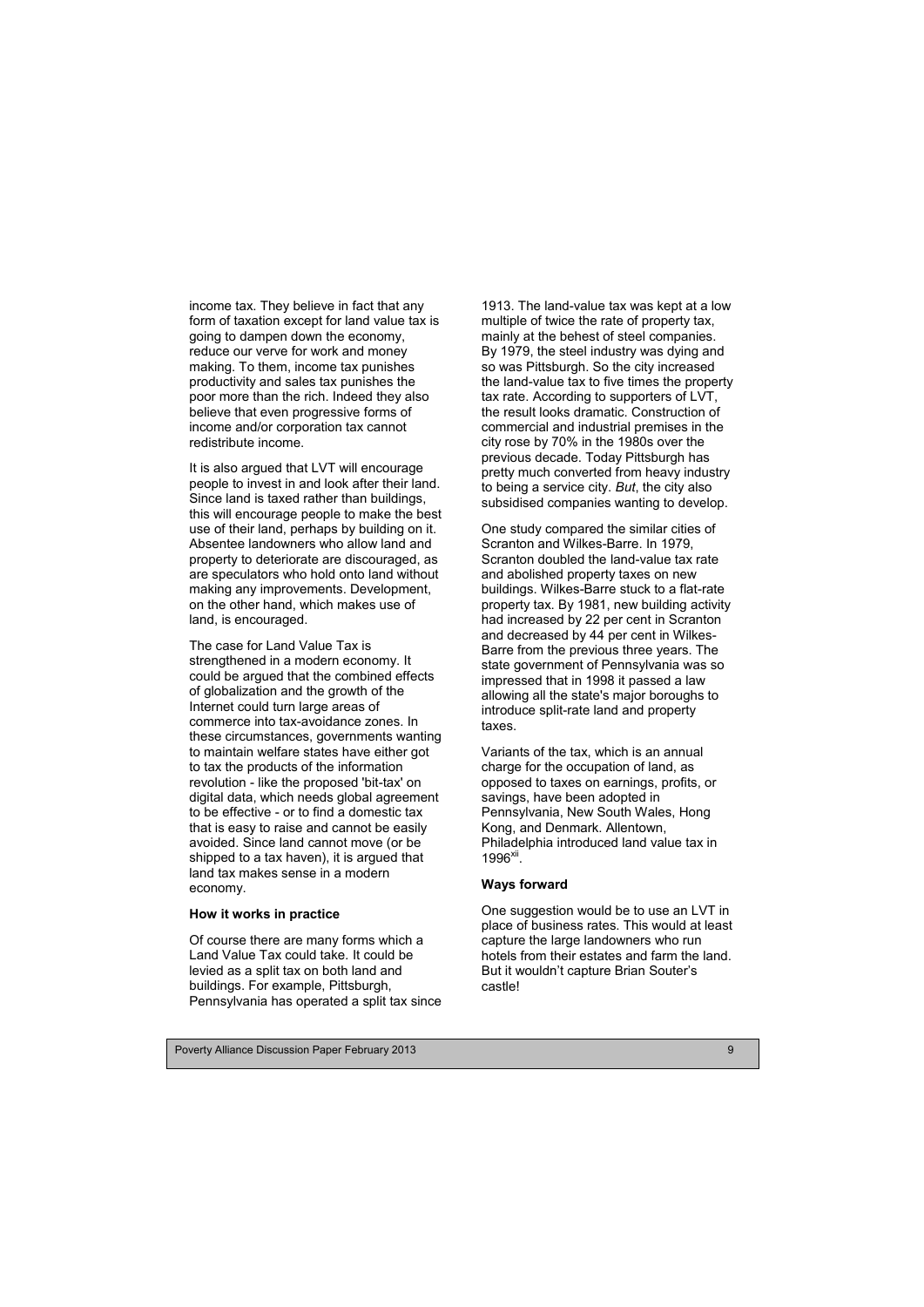income tax. They believe in fact that any form of taxation except for land value tax is going to dampen down the economy, reduce our verve for work and money making. To them, income tax punishes productivity and sales tax punishes the poor more than the rich. Indeed they also believe that even progressive forms of income and/or corporation tax cannot redistribute income.

It is also argued that LVT will encourage people to invest in and look after their land. Since land is taxed rather than buildings, this will encourage people to make the best use of their land, perhaps by building on it. Absentee landowners who allow land and property to deteriorate are discouraged, as are speculators who hold onto land without making any improvements. Development, on the other hand, which makes use of land, is encouraged.

The case for Land Value Tax is strengthened in a modern economy. It could be argued that the combined effects of globalization and the growth of the Internet could turn large areas of commerce into tax-avoidance zones. In these circumstances, governments wanting to maintain welfare states have either got to tax the products of the information revolution - like the proposed 'bit-tax' on digital data, which needs global agreement to be effective - or to find a domestic tax that is easy to raise and cannot be easily avoided. Since land cannot move (or be shipped to a tax haven), it is argued that land tax makes sense in a modern economy.

**How it works in practice**

Of course there are many forms which a Land Value Tax could take. It could be levied as a split tax on both land and buildings. For example, Pittsburgh, Pennsylvania has operated a split tax since 1913. The land-value tax was kept at a low multiple of twice the rate of property tax, mainly at the behest of steel companies. By 1979, the steel industry was dying and so was Pittsburgh. So the city increased the land-value tax to five times the property tax rate. According to supporters of LVT, the result looks dramatic. Construction of commercial and industrial premises in the city rose by 70% in the 1980s over the previous decade. Today Pittsburgh has pretty much converted from heavy industry to being a service city. *But*, the city also subsidised companies wanting to develop.

One study compared the similar cities of Scranton and Wilkes-Barre. In 1979, Scranton doubled the land-value tax rate and abolished property taxes on new buildings. Wilkes-Barre stuck to a flat-rate property tax. By 1981, new building activity had increased by 22 per cent in Scranton and decreased by 44 per cent in Wilkes-Barre from the previous three years. The state government of Pennsylvania was so impressed that in 1998 it passed a law allowing all the state's major boroughs to introduce split-rate land and property taxes.

Variants of the tax, which is an annual charge for the occupation of land, as opposed to taxes on earnings, profits, or savings, have been adopted in Pennsylvania, New South Wales, Hong Kong, and Denmark. Allentown, Philadelphia introduced land value tax in 1996[xii].

**Ways forward**

One suggestion would be to use an LVT in place of business rates. This would at least capture the large landowners who run hotels from their estates and farm the land. But it wouldn't capture Brian Souter's castle!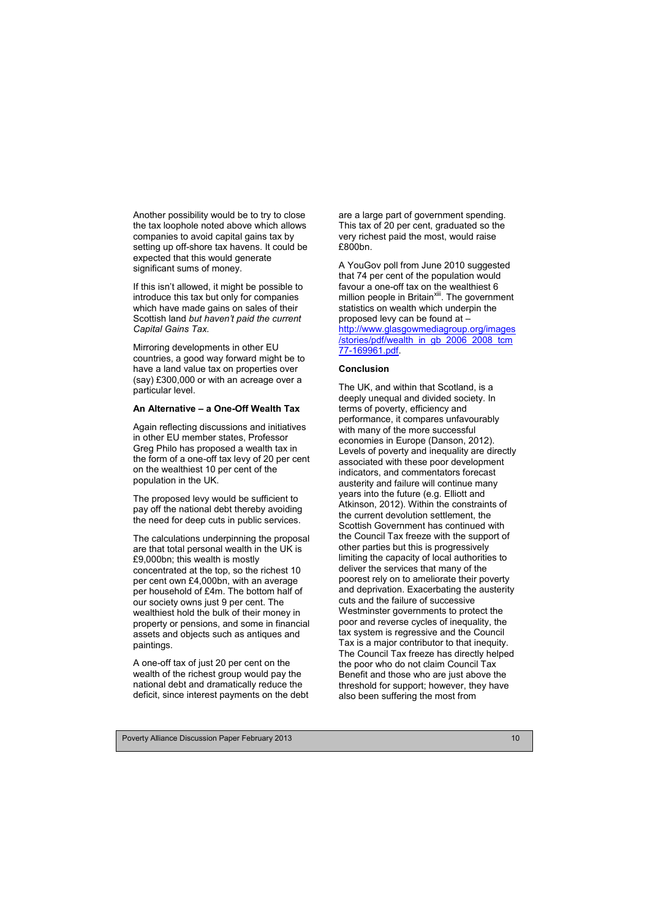Another possibility would be to try to close the tax loophole noted above which allows companies to avoid capital gains tax by setting up off-shore tax havens. It could be expected that this would generate significant sums of money.

If this isn't allowed, it might be possible to introduce this tax but only for companies which have made gains on sales of their Scottish land *but haven't paid the current Capital Gains Tax.*

Mirroring developments in other EU countries, a good way forward might be to have a land value tax on properties over (say) £300,000 or with an acreage over a particular level.

### An Alternative – a One-Off Wealth Tax

Again reflecting discussions and initiatives in other EU member states, Professor Greg Philo has proposed a wealth tax in the form of a one-off tax levy of 20 per cent on the wealthiest 10 per cent of the population in the UK.

The proposed levy would be sufficient to pay off the national debt thereby avoiding the need for deep cuts in public services.

The calculations underpinning the proposal are that total personal wealth in the UK is £9,000bn; this wealth is mostly concentrated at the top, so the richest 10 per cent own £4,000bn, with an average per household of £4m. The bottom half of our society owns just 9 per cent. The wealthiest hold the bulk of their money in property or pensions, and some in financial assets and objects such as antiques and paintings.

A one-off tax of just 20 per cent on the wealth of the richest group would pay the national debt and dramatically reduce the deficit, since interest payments on the debt are a large part of government spending. This tax of 20 per cent, graduated so the very richest paid the most, would raise £800bn.

A YouGov poll from June 2010 suggested that 74 per cent of the population would favour a one-off tax on the wealthiest 6 million people in Britain[xiii]. The government statistics on wealth which underpin the proposed levy can be found at – http://www.glasgowmediagroup.org/images/stories/pdf/wealth_in_gb_2006_2008_tcm77-169961.pdf.

### Conclusion

The UK, and within that Scotland, is a deeply unequal and divided society. In terms of poverty, efficiency and performance, it compares unfavourably with many of the more successful economies in Europe (Danson, 2012). Levels of poverty and inequality are directly associated with these poor development indicators, and commentators forecast austerity and failure will continue many years into the future (e.g. Elliott and Atkinson, 2012). Within the constraints of the current devolution settlement, the Scottish Government has continued with the Council Tax freeze with the support of other parties but this is progressively limiting the capacity of local authorities to deliver the services that many of the poorest rely on to ameliorate their poverty and deprivation. Exacerbating the austerity cuts and the failure of successive Westminster governments to protect the poor and reverse cycles of inequality, the tax system is regressive and the Council Tax is a major contributor to that inequity. The Council Tax freeze has directly helped the poor who do not claim Council Tax Benefit and those who are just above the threshold for support; however, they have also been suffering the most from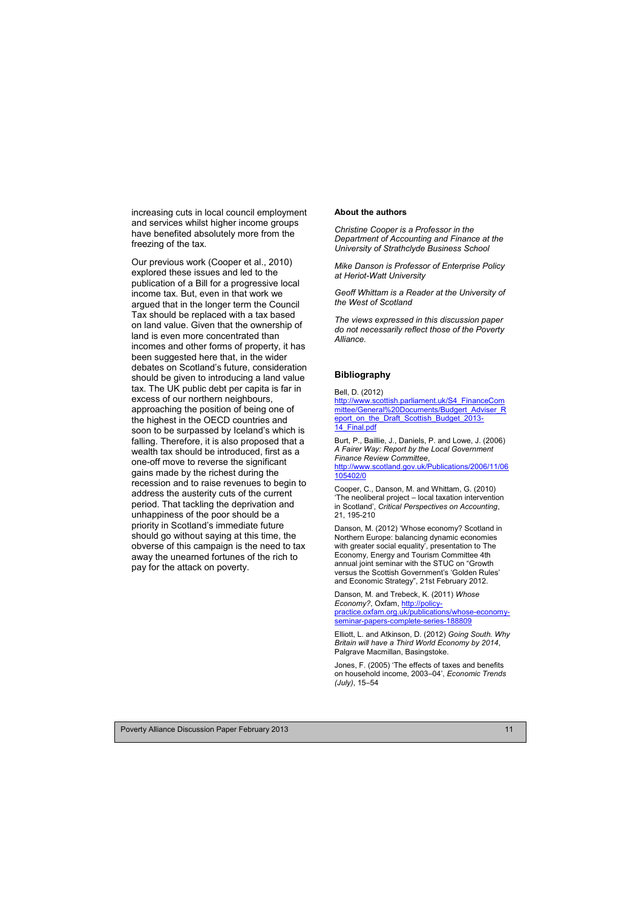increasing cuts in local council employment and services whilst higher income groups have benefited absolutely more from the freezing of the tax.

Our previous work (Cooper et al., 2010) explored these issues and led to the publication of a Bill for a progressive local income tax. But, even in that work we argued that in the longer term the Council Tax should be replaced with a tax based on land value. Given that the ownership of land is even more concentrated than incomes and other forms of property, it has been suggested here that, in the wider debates on Scotland's future, consideration should be given to introducing a land value tax. The UK public debt per capita is far in excess of our northern neighbours, approaching the position of being one of the highest in the OECD countries and soon to be surpassed by Iceland's which is falling. Therefore, it is also proposed that a wealth tax should be introduced, first as a one-off move to reverse the significant gains made by the richest during the recession and to raise revenues to begin to address the austerity cuts of the current period. That tackling the deprivation and unhappiness of the poor should be a priority in Scotland's immediate future should go without saying at this time, the obverse of this campaign is the need to tax away the unearned fortunes of the rich to pay for the attack on poverty.

**About the authors**

*Christine Cooper is a Professor in the Department of Accounting and Finance at the University of Strathclyde Business School*

*Mike Danson is Professor of Enterprise Policy at Heriot-Watt University*

*Geoff Whittam is a Reader at the University of the West of Scotland*

*The views expressed in this discussion paper do not necessarily reflect those of the Poverty Alliance.*

## Bibliography

Bell, D. (2012) http://www.scottish.parliament.uk/S4_FinanceCommittee/General%20Documents/Budget_Adviser_Report_on_the_Draft_Scottish_Budget_2013-14_Final.pdf

Burt, P., Baillie, J., Daniels, P. and Lowe, J. (2006) *A Fairer Way: Report by the Local Government Finance Review Committee*, http://www.scotland.gov.uk/Publications/2006/11/06105402/0

Cooper, C., Danson, M. and Whittam, G. (2010) 'The neoliberal project – local taxation intervention in Scotland', *Critical Perspectives on Accounting*, 21, 195-210

Danson, M. (2012) 'Whose economy? Scotland in Northern Europe: balancing dynamic economies with greater social equality', presentation to The Economy, Energy and Tourism Committee 4th annual joint seminar with the STUC on "Growth versus the Scottish Government's 'Golden Rules' and Economic Strategy", 21st February 2012.

Danson, M. and Trebeck, K. (2011) *Whose Economy?*, Oxfam, http://policy-practice.oxfam.org.uk/publications/whose-economy-seminar-papers-complete-series-188809

Elliott, L. and Atkinson, D. (2012) *Going South. Why Britain will have a Third World Economy by 2014*, Palgrave Macmillan, Basingstoke.

Jones, F. (2005) 'The effects of taxes and benefits on household income, 2003–04', *Economic Trends (July)*, 15–54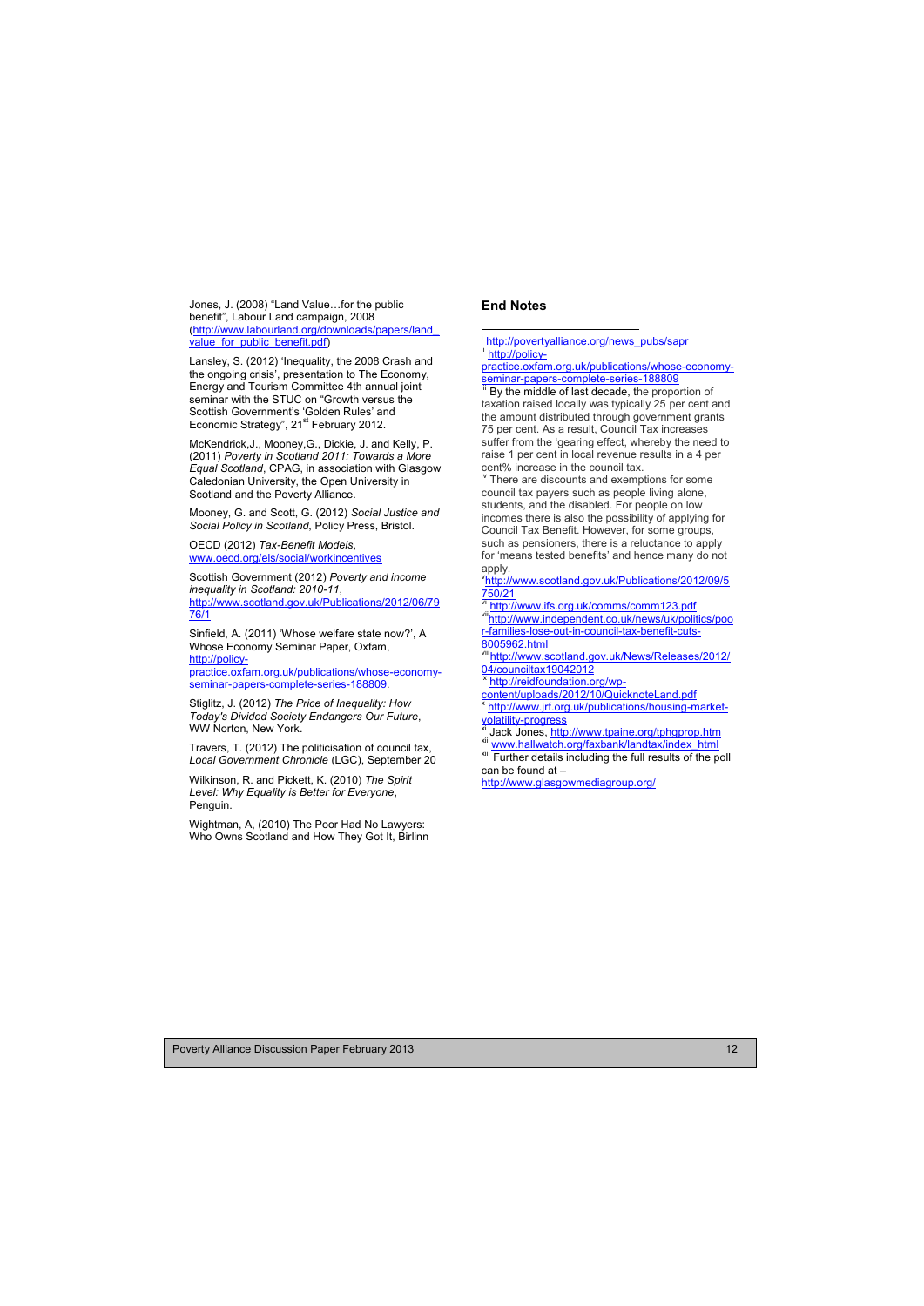Jones, J. (2008) "Land Value…for the public benefit", Labour Land campaign, 2008 (http://www.labourland.org/downloads/papers/land_value_for_public_benefit.pdf)

Lansley, S. (2012) 'Inequality, the 2008 Crash and the ongoing crisis', presentation to The Economy, Energy and Tourism Committee 4th annual joint seminar with the STUC on "Growth versus the Scottish Government's 'Golden Rules' and Economic Strategy", 21st February 2012.

McKendrick,J., Mooney,G., Dickie, J. and Kelly, P. (2011) *Poverty in Scotland 2011: Towards a More Equal Scotland*, CPAG, in association with Glasgow Caledonian University, the Open University in Scotland and the Poverty Alliance.

Mooney, G. and Scott, G. (2012) *Social Justice and Social Policy in Scotland*, Policy Press, Bristol.

OECD (2012) *Tax-Benefit Models*, www.oecd.org/els/social/workincentives

Scottish Government (2012) *Poverty and income inequality in Scotland: 2010-11*, http://www.scotland.gov.uk/Publications/2012/06/7976/1

Sinfield, A. (2011) 'Whose welfare state now?', A Whose Economy Seminar Paper, Oxfam, http://policy-practice.oxfam.org.uk/publications/whose-economy-seminar-papers-complete-series-188809.

Stiglitz, J. (2012) *The Price of Inequality: How Today's Divided Society Endangers Our Future*, WW Norton, New York.

Travers, T. (2012) The politicisation of council tax, *Local Government Chronicle* (LGC), September 20

Wilkinson, R. and Pickett, K. (2010) *The Spirit Level: Why Equality is Better for Everyone*, Penguin.

Wightman, A, (2010) The Poor Had No Lawyers: Who Owns Scotland and How They Got It, Birlinn

## End Notes

[i] http://povertyalliance.org/news_pubs/sapr

[ii] http://policy-practice.oxfam.org.uk/publications/whose-economy-seminar-papers-complete-series-188809

[iii] By the middle of last decade, the proportion of taxation raised locally was typically 25 per cent and the amount distributed through government grants 75 per cent. As a result, Council Tax increases suffer from the 'gearing effect, whereby the need to raise 1 per cent in local revenue results in a 4 per cent% increase in the council tax.

[iv] There are discounts and exemptions for some council tax payers such as people living alone, students, and the disabled. For people on low incomes there is also the possibility of applying for Council Tax Benefit. However, for some groups, such as pensioners, there is a reluctance to apply for 'means tested benefits' and hence many do not apply.

[v] http://www.scotland.gov.uk/Publications/2012/09/5750/21

[vi] http://www.ifs.org.uk/comms/comm123.pdf

[vii] http://www.independent.co.uk/news/uk/politics/poor-families-lose-out-in-council-tax-benefit-cuts-8005962.html

[viii] http://www.scotland.gov.uk/News/Releases/2012/04/counciltax19042012

[ix] http://reidfoundation.org/wp-content/uploads/2012/10/QuicknoteLand.pdf

[x] http://www.jrf.org.uk/publications/housing-market-volatility-progress

[xi] Jack Jones, http://www.tpaine.org/tphgprop.htm

[xii] www.hallwatch.org/faxbank/landtax/index_html

[xiii] Further details including the full results of the poll can be found at – http://www.glasgowmediagroup.org/